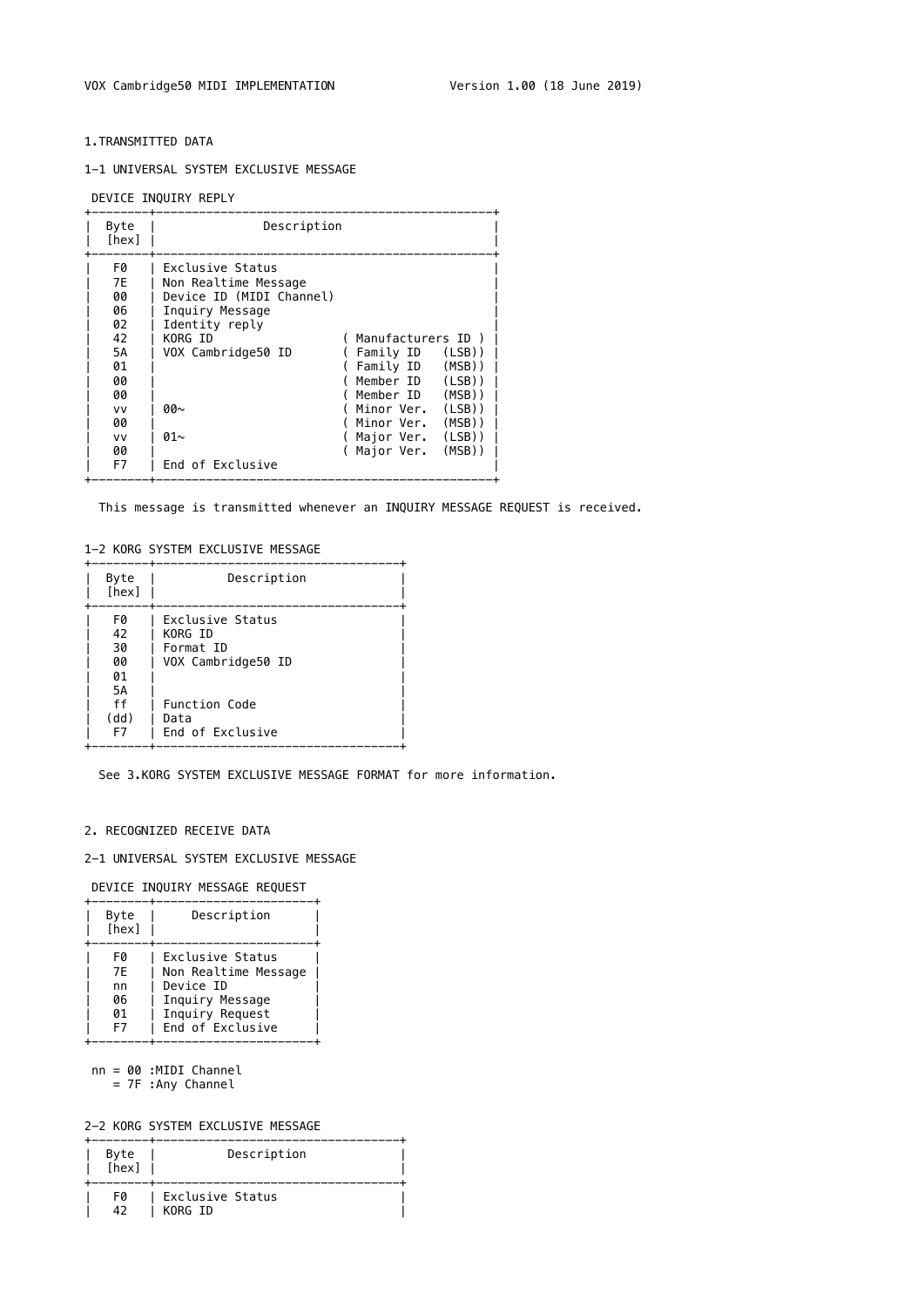VOX Cambridge50 MIDI IMPLEMENTATION Version 1.00 (18 June 2019)

# 1.TRANSMITTED DATA

## 1-1 UNIVERSAL SYSTEM EXCLUSIVE MESSAGE

DEVICE INQUIRY REPLY

| Byte [hex] | Description | |
|---|---|---|
| F0 | Exclusive Status | |
| 7E | Non Realtime Message | |
| 00 | Device ID (MIDI Channel) | |
| 06 | Inquiry Message | |
| 02 | Identity reply | |
| 42 | KORG ID | ( Manufacturers ID ) |
| 5A | VOX Cambridge50 ID | ( Family ID (LSB)) |
| 01 | | ( Family ID (MSB)) |
| 00 | | ( Member ID (LSB)) |
| 00 | | ( Member ID (MSB)) |
| vv | 00~ | ( Minor Ver. (LSB)) |
| 00 | | ( Minor Ver. (MSB)) |
| vv | 01~ | ( Major Ver. (LSB)) |
| 00 | | ( Major Ver. (MSB)) |
| F7 | End of Exclusive | |

This message is transmitted whenever an INQUIRY MESSAGE REQUEST is received.

## 1-2 KORG SYSTEM EXCLUSIVE MESSAGE

| Byte [hex] | Description |
|---|---|
| F0 | Exclusive Status |
| 42 | KORG ID |
| 30 | Format ID |
| 00 | VOX Cambridge50 ID |
| 01 | |
| 5A | |
| ff | Function Code |
| (dd) | Data |
| F7 | End of Exclusive |

See 3.KORG SYSTEM EXCLUSIVE MESSAGE FORMAT for more information.

# 2. RECOGNIZED RECEIVE DATA

## 2-1 UNIVERSAL SYSTEM EXCLUSIVE MESSAGE

DEVICE INQUIRY MESSAGE REQUEST

| Byte [hex] | Description |
|---|---|
| F0 | Exclusive Status |
| 7E | Non Realtime Message |
| nn | Device ID |
| 06 | Inquiry Message |
| 01 | Inquiry Request |
| F7 | End of Exclusive |

nn = 00 :MIDI Channel
   = 7F :Any Channel

## 2-2 KORG SYSTEM EXCLUSIVE MESSAGE

| Byte [hex] | Description |
|---|---|
| F0 | Exclusive Status |
| 42 | KORG ID |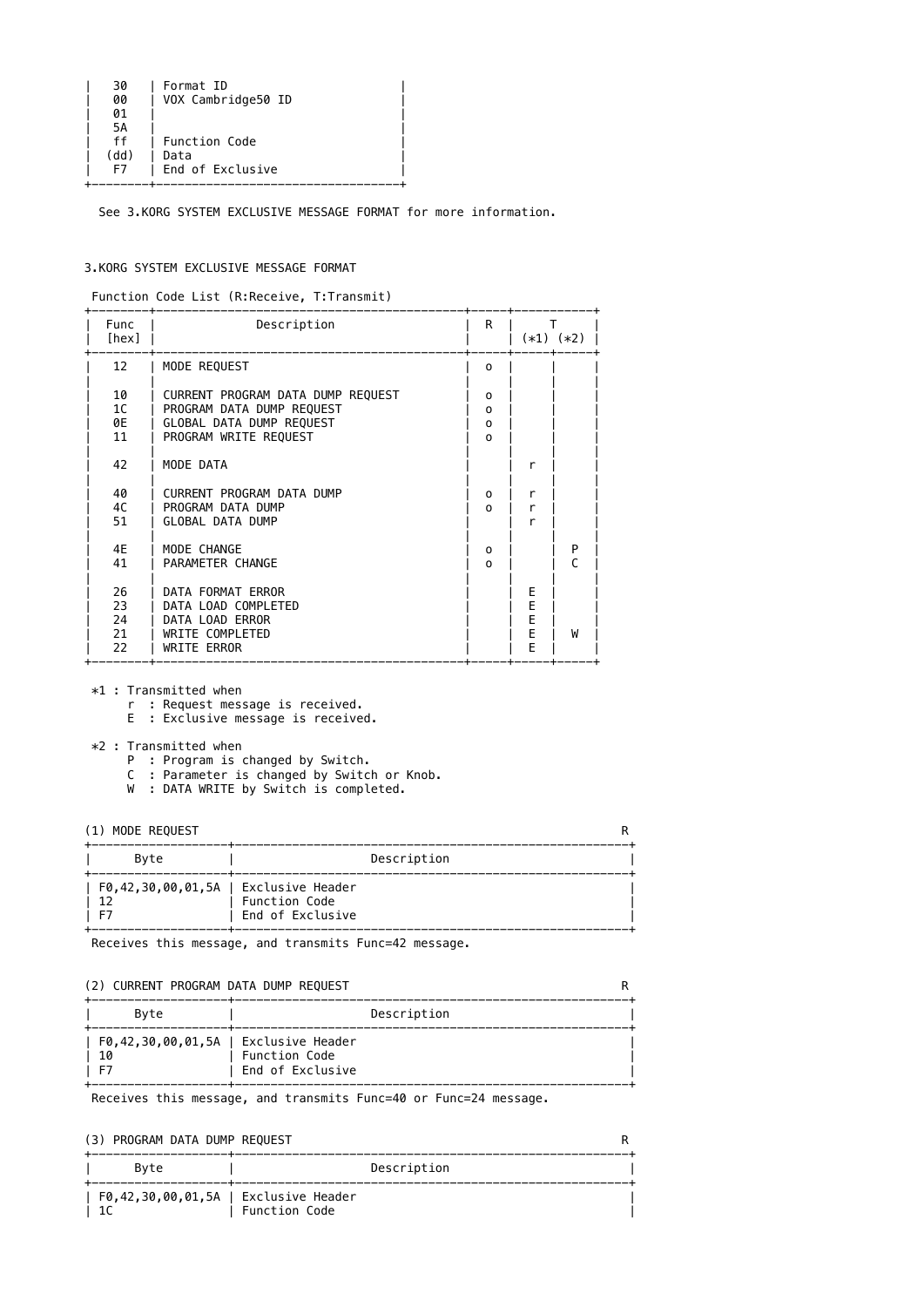| | |
|---|---|
| 30 | Format ID |
| 00 | VOX Cambridge50 ID |
| 01 | |
| 5A | |
| ff | Function Code |
| (dd) | Data |
| F7 | End of Exclusive |

See 3.KORG SYSTEM EXCLUSIVE MESSAGE FORMAT for more information.

## 3.KORG SYSTEM EXCLUSIVE MESSAGE FORMAT

Function Code List (R:Receive, T:Transmit)

| Func [hex] | Description | R | T (*1) | T (*2) |
|---|---|---|---|---|
| 12 | MODE REQUEST | o | | |
| 10 | CURRENT PROGRAM DATA DUMP REQUEST | o | | |
| 1C | PROGRAM DATA DUMP REQUEST | o | | |
| 0E | GLOBAL DATA DUMP REQUEST | o | | |
| 11 | PROGRAM WRITE REQUEST | o | | |
| 42 | MODE DATA | | r | |
| 40 | CURRENT PROGRAM DATA DUMP | o | r | |
| 4C | PROGRAM DATA DUMP | o | r | |
| 51 | GLOBAL DATA DUMP | | r | |
| 4E | MODE CHANGE | o | | P |
| 41 | PARAMETER CHANGE | o | | C |
| 26 | DATA FORMAT ERROR | | E | |
| 23 | DATA LOAD COMPLETED | | E | |
| 24 | DATA LOAD ERROR | | E | |
| 21 | WRITE COMPLETED | | E | W |
| 22 | WRITE ERROR | | E | |

*1 : Transmitted when
- r : Request message is received.
- E : Exclusive message is received.

*2 : Transmitted when
- P : Program is changed by Switch.
- C : Parameter is changed by Switch or Knob.
- W : DATA WRITE by Switch is completed.

### (1) MODE REQUEST — R

| Byte | Description |
|---|---|
| F0,42,30,00,01,5A | Exclusive Header |
| 12 | Function Code |
| F7 | End of Exclusive |

Receives this message, and transmits Func=42 message.

### (2) CURRENT PROGRAM DATA DUMP REQUEST — R

| Byte | Description |
|---|---|
| F0,42,30,00,01,5A | Exclusive Header |
| 10 | Function Code |
| F7 | End of Exclusive |

Receives this message, and transmits Func=40 or Func=24 message.

### (3) PROGRAM DATA DUMP REQUEST — R

| Byte | Description |
|---|---|
| F0,42,30,00,01,5A | Exclusive Header |
| 1C | Function Code |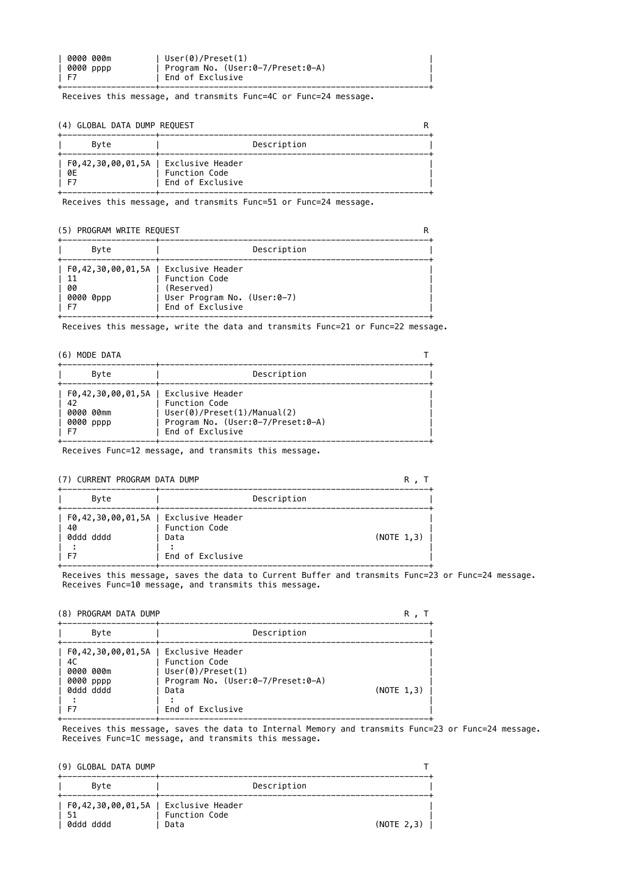| Byte | Description |
|---|---|
| 0000 000m | User(0)/Preset(1) |
| 0000 pppp | Program No. (User:0-7/Preset:0-A) |
| F7 | End of Exclusive |

Receives this message, and transmits Func=4C or Func=24 message.

### (4) GLOBAL DATA DUMP REQUEST (R)

| Byte | Description |
|---|---|
| F0,42,30,00,01,5A | Exclusive Header |
| 0E | Function Code |
| F7 | End of Exclusive |

Receives this message, and transmits Func=51 or Func=24 message.

### (5) PROGRAM WRITE REQUEST (R)

| Byte | Description |
|---|---|
| F0,42,30,00,01,5A | Exclusive Header |
| 11 | Function Code |
| 00 | (Reserved) |
| 0000 0ppp | User Program No. (User:0-7) |
| F7 | End of Exclusive |

Receives this message, write the data and transmits Func=21 or Func=22 message.

### (6) MODE DATA (T)

| Byte | Description |
|---|---|
| F0,42,30,00,01,5A | Exclusive Header |
| 42 | Function Code |
| 0000 00mm | User(0)/Preset(1)/Manual(2) |
| 0000 pppp | Program No. (User:0-7/Preset:0-A) |
| F7 | End of Exclusive |

Receives Func=12 message, and transmits this message.

### (7) CURRENT PROGRAM DATA DUMP (R , T)

| Byte | Description |
|---|---|
| F0,42,30,00,01,5A | Exclusive Header |
| 40 | Function Code |
| 0ddd dddd | Data (NOTE 1,3) |
| : | : |
| F7 | End of Exclusive |

Receives this message, saves the data to Current Buffer and transmits Func=23 or Func=24 message.
Receives Func=10 message, and transmits this message.

### (8) PROGRAM DATA DUMP (R , T)

| Byte | Description |
|---|---|
| F0,42,30,00,01,5A | Exclusive Header |
| 4C | Function Code |
| 0000 000m | User(0)/Preset(1) |
| 0000 pppp | Program No. (User:0-7/Preset:0-A) |
| 0ddd dddd | Data (NOTE 1,3) |
| : | : |
| F7 | End of Exclusive |

Receives this message, saves the data to Internal Memory and transmits Func=23 or Func=24 message.
Receives Func=1C message, and transmits this message.

### (9) GLOBAL DATA DUMP (T)

| Byte | Description |
|---|---|
| F0,42,30,00,01,5A | Exclusive Header |
| 51 | Function Code |
| 0ddd dddd | Data (NOTE 2,3) |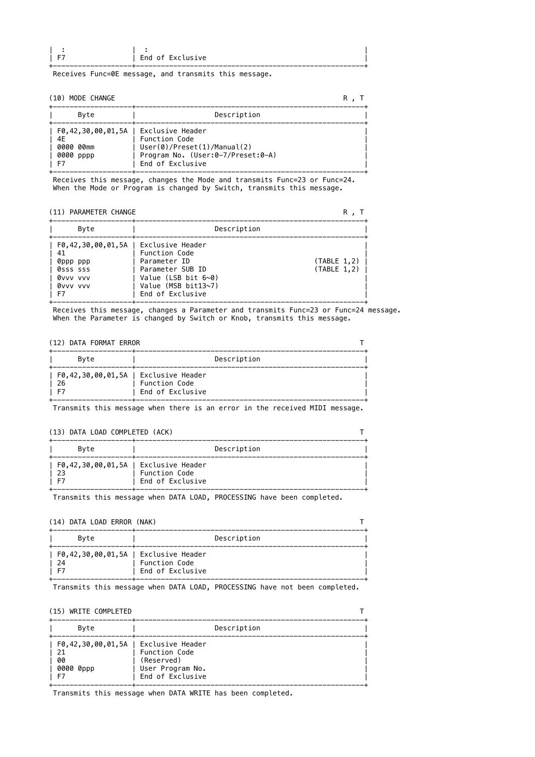| Byte | Description |
|---|---|
| : | : |
| F7 | End of Exclusive |

Receives Func=0E message, and transmits this message.

### (10) MODE CHANGE — R , T

| Byte | Description |
|---|---|
| F0,42,30,00,01,5A | Exclusive Header |
| 4E | Function Code |
| 0000 00mm | User(0)/Preset(1)/Manual(2) |
| 0000 pppp | Program No. (User:0-7/Preset:0-A) |
| F7 | End of Exclusive |

Receives this message, changes the Mode and transmits Func=23 or Func=24.
When the Mode or Program is changed by Switch, transmits this message.

### (11) PARAMETER CHANGE — R , T

| Byte | Description | |
|---|---|---|
| F0,42,30,00,01,5A | Exclusive Header | |
| 41 | Function Code | |
| 0ppp ppp | Parameter ID | (TABLE 1,2) |
| 0sss sss | Parameter SUB ID | (TABLE 1,2) |
| 0vvv vvv | Value (LSB bit 6~0) | |
| 0vvv vvv | Value (MSB bit13~7) | |
| F7 | End of Exclusive | |

Receives this message, changes a Parameter and transmits Func=23 or Func=24 message.
When the Parameter is changed by Switch or Knob, transmits this message.

### (12) DATA FORMAT ERROR — T

| Byte | Description |
|---|---|
| F0,42,30,00,01,5A | Exclusive Header |
| 26 | Function Code |
| F7 | End of Exclusive |

Transmits this message when there is an error in the received MIDI message.

### (13) DATA LOAD COMPLETED (ACK) — T

| Byte | Description |
|---|---|
| F0,42,30,00,01,5A | Exclusive Header |
| 23 | Function Code |
| F7 | End of Exclusive |

Transmits this message when DATA LOAD, PROCESSING have been completed.

### (14) DATA LOAD ERROR (NAK) — T

| Byte | Description |
|---|---|
| F0,42,30,00,01,5A | Exclusive Header |
| 24 | Function Code |
| F7 | End of Exclusive |

Transmits this message when DATA LOAD, PROCESSING have not been completed.

### (15) WRITE COMPLETED — T

| Byte | Description |
|---|---|
| F0,42,30,00,01,5A | Exclusive Header |
| 21 | Function Code |
| 00 | (Reserved) |
| 0000 0ppp | User Program No. |
| F7 | End of Exclusive |

Transmits this message when DATA WRITE has been completed.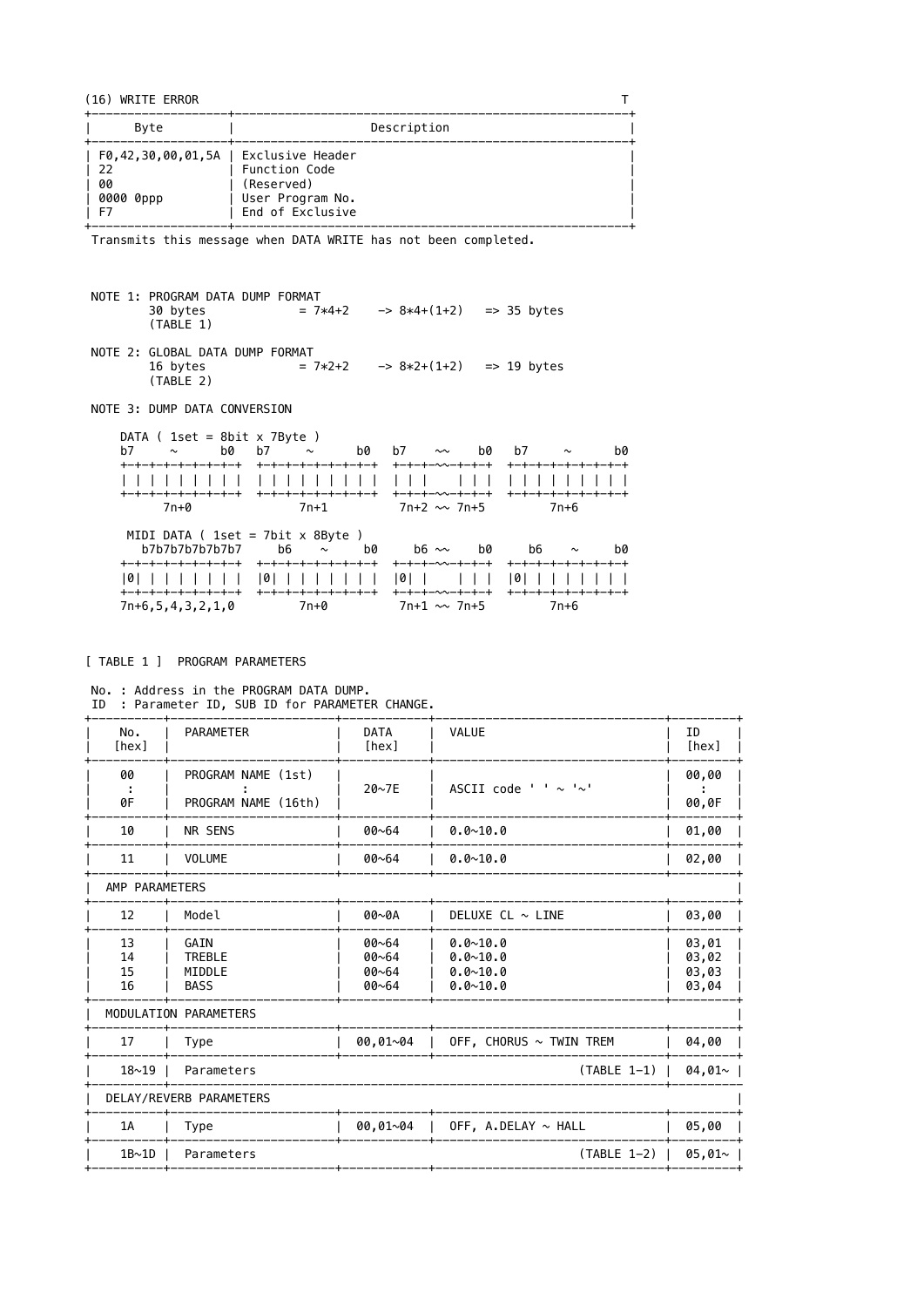### (16) WRITE ERROR

T

| Byte | Description |
|---|---|
| F0,42,30,00,01,5A | Exclusive Header |
| 22 | Function Code |
| 00 | (Reserved) |
| 0000 0ppp | User Program No. |
| F7 | End of Exclusive |

Transmits this message when DATA WRITE has not been completed.

NOTE 1: PROGRAM DATA DUMP FORMAT
30 bytes = 7*4+2 -> 8*4+(1+2) => 35 bytes
(TABLE 1)

NOTE 2: GLOBAL DATA DUMP FORMAT
16 bytes = 7*2+2 -> 8*2+(1+2) => 19 bytes
(TABLE 2)

NOTE 3: DUMP DATA CONVERSION

```
DATA ( 1set = 8bit x 7Byte )
b7   ~    b0   b7   ~    b0   b7  ~~   b0   b7   ~    b0
+-+-+-+-+-+-+-+-+  +-+-+-+-+-+-+-+-+  +-+-+-~~-+-+-+  +-+-+-+-+-+-+-+-+
| | | | | | | | |  | | | | | | | | |  | | |    | | |  | | | | | | | | |
+-+-+-+-+-+-+-+-+  +-+-+-+-+-+-+-+-+  +-+-+-~~-+-+-+  +-+-+-+-+-+-+-+-+
      7n+0               7n+1          7n+2 ~~ 7n+5         7n+6

 MIDI DATA ( 1set = 7bit x 8Byte )
   b7b7b7b7b7b7b7     b6   ~    b0     b6 ~~    b0     b6   ~    b0
+-+-+-+-+-+-+-+-+  +-+-+-+-+-+-+-+-+  +-+-+-~~-+-+-+  +-+-+-+-+-+-+-+-+
|0| | | | | | | |  |0| | | | | | | |  |0| |    | | |  |0| | | | | | | |
+-+-+-+-+-+-+-+-+  +-+-+-+-+-+-+-+-+  +-+-+-~~-+-+-+  +-+-+-+-+-+-+-+-+
7n+6,5,4,3,2,1,0         7n+0          7n+1 ~~ 7n+5         7n+6
```

## [ TABLE 1 ] PROGRAM PARAMETERS

No. : Address in the PROGRAM DATA DUMP.
ID : Parameter ID, SUB ID for PARAMETER CHANGE.

| No. [hex] | PARAMETER | DATA [hex] | VALUE | ID [hex] |
|---|---|---|---|---|
| 00<br>:<br>0F | PROGRAM NAME (1st)<br>:<br>PROGRAM NAME (16th) | 20~7E | ASCII code ' ' ~ '~' | 00,00<br>:<br>00,0F |
| 10 | NR SENS | 00~64 | 0.0~10.0 | 01,00 |
| 11 | VOLUME | 00~64 | 0.0~10.0 | 02,00 |
| AMP PARAMETERS | | | | |
| 12 | Model | 00~0A | DELUXE CL ~ LINE | 03,00 |
| 13 | GAIN | 00~64 | 0.0~10.0 | 03,01 |
| 14 | TREBLE | 00~64 | 0.0~10.0 | 03,02 |
| 15 | MIDDLE | 00~64 | 0.0~10.0 | 03,03 |
| 16 | BASS | 00~64 | 0.0~10.0 | 03,04 |
| MODULATION PARAMETERS | | | | |
| 17 | Type | 00,01~04 | OFF, CHORUS ~ TWIN TREM | 04,00 |
| 18~19 | Parameters | | (TABLE 1-1) | 04,01~ |
| DELAY/REVERB PARAMETERS | | | | |
| 1A | Type | 00,01~04 | OFF, A.DELAY ~ HALL | 05,00 |
| 1B~1D | Parameters | | (TABLE 1-2) | 05,01~ |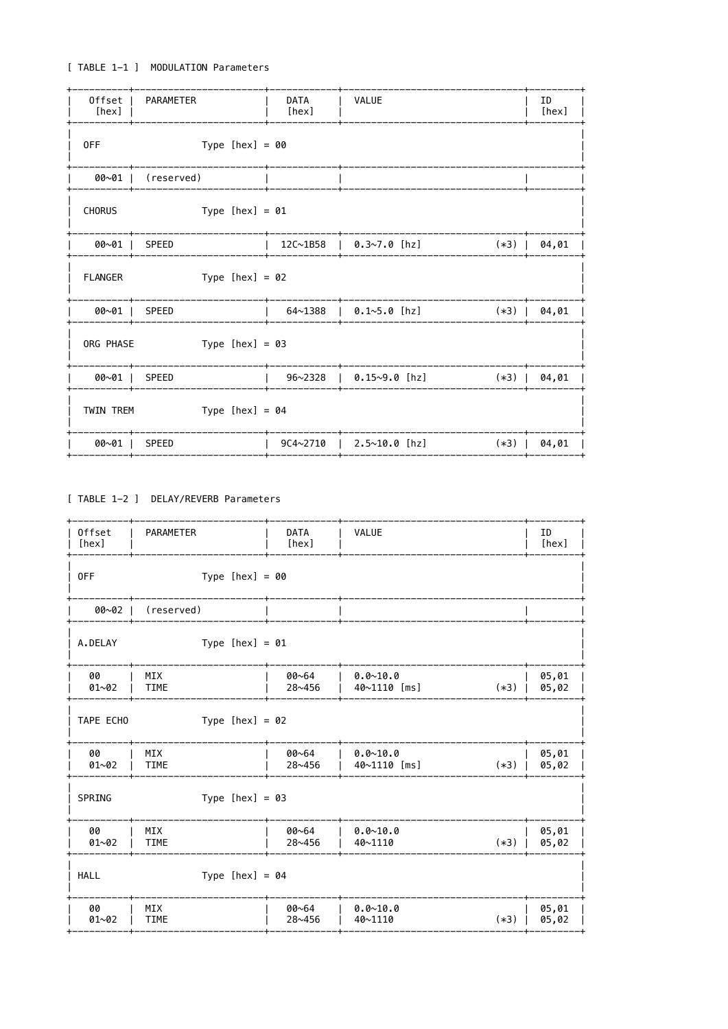[ TABLE 1-1 ]  MODULATION Parameters

| Offset [hex] | PARAMETER | DATA [hex] | VALUE | ID [hex] |
|---|---|---|---|---|
| OFF | Type [hex] = 00 | | | |
| 00~01 | (reserved) | | | |
| CHORUS | Type [hex] = 01 | | | |
| 00~01 | SPEED | 12C~1B58 | 0.3~7.0 [hz] (*3) | 04,01 |
| FLANGER | Type [hex] = 02 | | | |
| 00~01 | SPEED | 64~1388 | 0.1~5.0 [hz] (*3) | 04,01 |
| ORG PHASE | Type [hex] = 03 | | | |
| 00~01 | SPEED | 96~2328 | 0.15~9.0 [hz] (*3) | 04,01 |
| TWIN TREM | Type [hex] = 04 | | | |
| 00~01 | SPEED | 9C4~2710 | 2.5~10.0 [hz] (*3) | 04,01 |

[ TABLE 1-2 ]  DELAY/REVERB Parameters

| Offset [hex] | PARAMETER | DATA [hex] | VALUE | ID [hex] |
|---|---|---|---|---|
| OFF | Type [hex] = 00 | | | |
| 00~02 | (reserved) | | | |
| A.DELAY | Type [hex] = 01 | | | |
| 00 | MIX | 00~64 | 0.0~10.0 | 05,01 |
| 01~02 | TIME | 28~456 | 40~1110 [ms] (*3) | 05,02 |
| TAPE ECHO | Type [hex] = 02 | | | |
| 00 | MIX | 00~64 | 0.0~10.0 | 05,01 |
| 01~02 | TIME | 28~456 | 40~1110 [ms] (*3) | 05,02 |
| SPRING | Type [hex] = 03 | | | |
| 00 | MIX | 00~64 | 0.0~10.0 | 05,01 |
| 01~02 | TIME | 28~456 | 40~1110 (*3) | 05,02 |
| HALL | Type [hex] = 04 | | | |
| 00 | MIX | 00~64 | 0.0~10.0 | 05,01 |
| 01~02 | TIME | 28~456 | 40~1110 (*3) | 05,02 |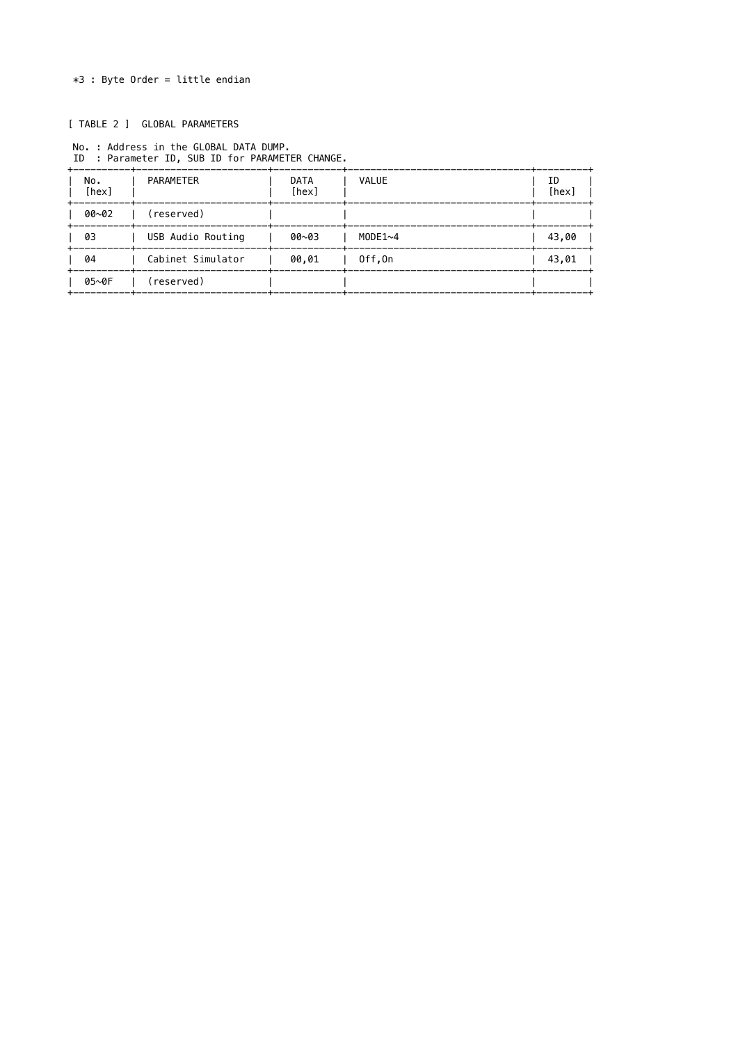*3 : Byte Order = little endian

[ TABLE 2 ]  GLOBAL PARAMETERS

No. : Address in the GLOBAL DATA DUMP.
ID  : Parameter ID, SUB ID for PARAMETER CHANGE.

| No. [hex] | PARAMETER | DATA [hex] | VALUE | ID [hex] |
|---|---|---|---|---|
| 00~02 | (reserved) | | | |
| 03 | USB Audio Routing | 00~03 | MODE1~4 | 43,00 |
| 04 | Cabinet Simulator | 00,01 | Off,On | 43,01 |
| 05~0F | (reserved) | | | |